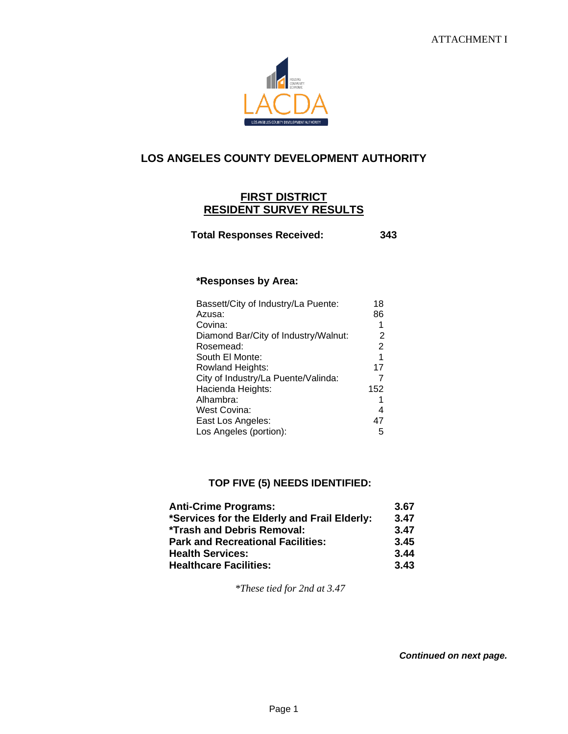ATTACHMENT I

# LOS ANGELES COUNTY DEVELOPMENT AUTHORITY

## FIRST DISTRICT
## RESIDENT SURVEY RESULTS

**Total Responses Received: 343**

### *Responses by Area:

| Area | Responses |
|---|---|
| Bassett/City of Industry/La Puente: | 18 |
| Azusa: | 86 |
| Covina: | 1 |
| Diamond Bar/City of Industry/Walnut: | 2 |
| Rosemead: | 2 |
| South El Monte: | 1 |
| Rowland Heights: | 17 |
| City of Industry/La Puente/Valinda: | 7 |
| Hacienda Heights: | 152 |
| Alhambra: | 1 |
| West Covina: | 4 |
| East Los Angeles: | 47 |
| Los Angeles (portion): | 5 |

### TOP FIVE (5) NEEDS IDENTIFIED:

| Need | Score |
|---|---|
| **Anti-Crime Programs:** | **3.67** |
| **\*Services for the Elderly and Frail Elderly:** | **3.47** |
| **\*Trash and Debris Removal:** | **3.47** |
| **Park and Recreational Facilities:** | **3.45** |
| **Health Services:** | **3.44** |
| **Healthcare Facilities:** | **3.43** |

*\*These tied for 2nd at 3.47*

***Continued on next page.***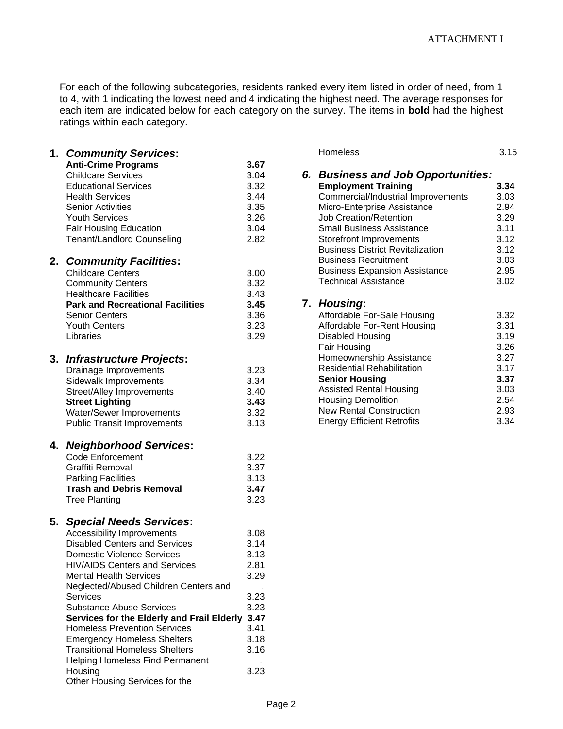ATTACHMENT I

For each of the following subcategories, residents ranked every item listed in order of need, from 1 to 4, with 1 indicating the lowest need and 4 indicating the highest need. The average responses for each item are indicated below for each category on the survey. The items in **bold** had the highest ratings within each category.

### 1. *Community Services*:

| | |
|---|---|
| **Anti-Crime Programs** | **3.67** |
| Childcare Services | 3.04 |
| Educational Services | 3.32 |
| Health Services | 3.44 |
| Senior Activities | 3.35 |
| Youth Services | 3.26 |
| Fair Housing Education | 3.04 |
| Tenant/Landlord Counseling | 2.82 |

### 2. *Community Facilities*:

| | |
|---|---|
| Childcare Centers | 3.00 |
| Community Centers | 3.32 |
| Healthcare Facilities | 3.43 |
| **Park and Recreational Facilities** | **3.45** |
| Senior Centers | 3.36 |
| Youth Centers | 3.23 |
| Libraries | 3.29 |

### 3. *Infrastructure Projects*:

| | |
|---|---|
| Drainage Improvements | 3.23 |
| Sidewalk Improvements | 3.34 |
| Street/Alley Improvements | 3.40 |
| **Street Lighting** | **3.43** |
| Water/Sewer Improvements | 3.32 |
| Public Transit Improvements | 3.13 |

### 4. *Neighborhood Services*:

| | |
|---|---|
| Code Enforcement | 3.22 |
| Graffiti Removal | 3.37 |
| Parking Facilities | 3.13 |
| **Trash and Debris Removal** | **3.47** |
| Tree Planting | 3.23 |

### 5. *Special Needs Services*:

| | |
|---|---|
| Accessibility Improvements | 3.08 |
| Disabled Centers and Services | 3.14 |
| Domestic Violence Services | 3.13 |
| HIV/AIDS Centers and Services | 2.81 |
| Mental Health Services | 3.29 |
| Neglected/Abused Children Centers and Services | 3.23 |
| Substance Abuse Services | 3.23 |
| **Services for the Elderly and Frail Elderly** | **3.47** |
| Homeless Prevention Services | 3.41 |
| Emergency Homeless Shelters | 3.18 |
| Transitional Homeless Shelters | 3.16 |
| Helping Homeless Find Permanent Housing | 3.23 |
| Other Housing Services for the Homeless | 3.15 |

### 6. *Business and Job Opportunities:*

| | |
|---|---|
| **Employment Training** | **3.34** |
| Commercial/Industrial Improvements | 3.03 |
| Micro-Enterprise Assistance | 2.94 |
| Job Creation/Retention | 3.29 |
| Small Business Assistance | 3.11 |
| Storefront Improvements | 3.12 |
| Business District Revitalization | 3.12 |
| Business Recruitment | 3.03 |
| Business Expansion Assistance | 2.95 |
| Technical Assistance | 3.02 |

### 7. *Housing*:

| | |
|---|---|
| Affordable For-Sale Housing | 3.32 |
| Affordable For-Rent Housing | 3.31 |
| Disabled Housing | 3.19 |
| Fair Housing | 3.26 |
| Homeownership Assistance | 3.27 |
| Residential Rehabilitation | 3.17 |
| **Senior Housing** | **3.37** |
| Assisted Rental Housing | 3.03 |
| Housing Demolition | 2.54 |
| New Rental Construction | 2.93 |
| Energy Efficient Retrofits | 3.34 |